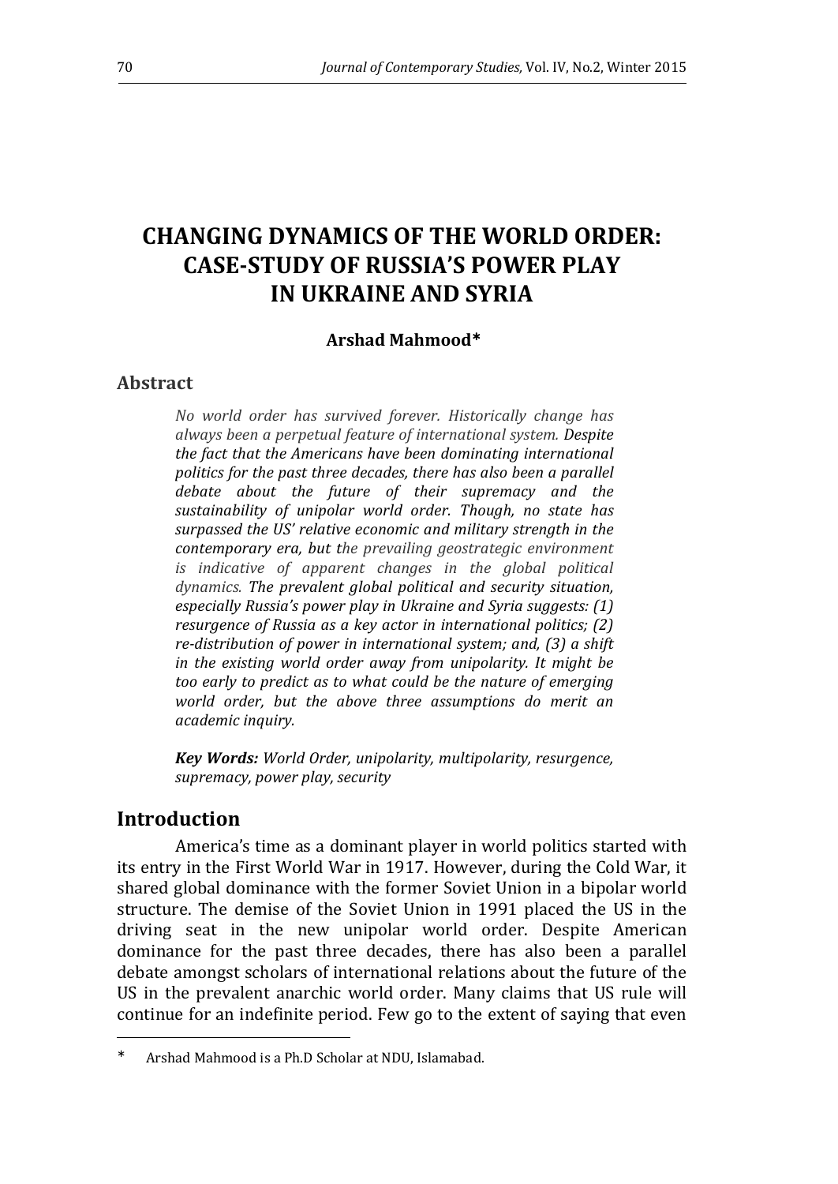# CHANGING DYNAMICS OF THE WORLD ORDER: CASE-STUDY OF RUSSIA'S POWER PLAY IN UKRAINE AND SYRIA

**Arshad Mahmood***

## Abstract

*No world order has survived forever. Historically change has always been a perpetual feature of international system. Despite the fact that the Americans have been dominating international politics for the past three decades, there has also been a parallel debate about the future of their supremacy and the sustainability of unipolar world order. Though, no state has surpassed the US' relative economic and military strength in the contemporary era, but the prevailing geostrategic environment is indicative of apparent changes in the global political dynamics. The prevalent global political and security situation, especially Russia's power play in Ukraine and Syria suggests: (1) resurgence of Russia as a key actor in international politics; (2) re-distribution of power in international system; and, (3) a shift in the existing world order away from unipolarity. It might be too early to predict as to what could be the nature of emerging world order, but the above three assumptions do merit an academic inquiry.*

***Key Words:*** *World Order, unipolarity, multipolarity, resurgence, supremacy, power play, security*

## Introduction

America's time as a dominant player in world politics started with its entry in the First World War in 1917. However, during the Cold War, it shared global dominance with the former Soviet Union in a bipolar world structure. The demise of the Soviet Union in 1991 placed the US in the driving seat in the new unipolar world order. Despite American dominance for the past three decades, there has also been a parallel debate amongst scholars of international relations about the future of the US in the prevalent anarchic world order. Many claims that US rule will continue for an indefinite period. Few go to the extent of saying that even

---

\* Arshad Mahmood is a Ph.D Scholar at NDU, Islamabad.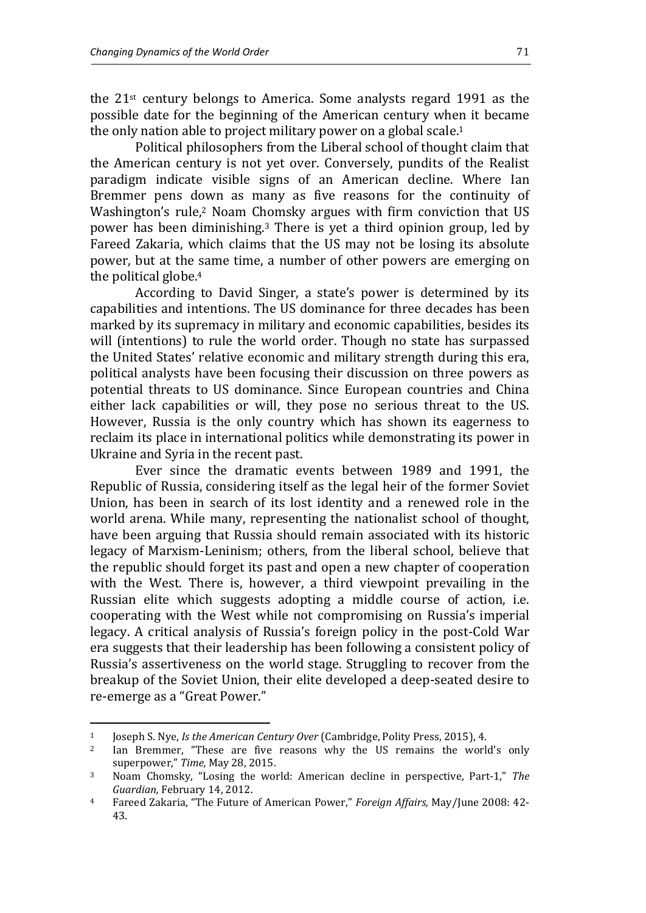the 21st century belongs to America. Some analysts regard 1991 as the possible date for the beginning of the American century when it became the only nation able to project military power on a global scale.[1]

Political philosophers from the Liberal school of thought claim that the American century is not yet over. Conversely, pundits of the Realist paradigm indicate visible signs of an American decline. Where Ian Bremmer pens down as many as five reasons for the continuity of Washington's rule,[2] Noam Chomsky argues with firm conviction that US power has been diminishing.[3] There is yet a third opinion group, led by Fareed Zakaria, which claims that the US may not be losing its absolute power, but at the same time, a number of other powers are emerging on the political globe.[4]

According to David Singer, a state's power is determined by its capabilities and intentions. The US dominance for three decades has been marked by its supremacy in military and economic capabilities, besides its will (intentions) to rule the world order. Though no state has surpassed the United States' relative economic and military strength during this era, political analysts have been focusing their discussion on three powers as potential threats to US dominance. Since European countries and China either lack capabilities or will, they pose no serious threat to the US. However, Russia is the only country which has shown its eagerness to reclaim its place in international politics while demonstrating its power in Ukraine and Syria in the recent past.

Ever since the dramatic events between 1989 and 1991, the Republic of Russia, considering itself as the legal heir of the former Soviet Union, has been in search of its lost identity and a renewed role in the world arena. While many, representing the nationalist school of thought, have been arguing that Russia should remain associated with its historic legacy of Marxism-Leninism; others, from the liberal school, believe that the republic should forget its past and open a new chapter of cooperation with the West. There is, however, a third viewpoint prevailing in the Russian elite which suggests adopting a middle course of action, i.e. cooperating with the West while not compromising on Russia's imperial legacy. A critical analysis of Russia's foreign policy in the post-Cold War era suggests that their leadership has been following a consistent policy of Russia's assertiveness on the world stage. Struggling to recover from the breakup of the Soviet Union, their elite developed a deep-seated desire to re-emerge as a "Great Power."

---

[1] Joseph S. Nye, *Is the American Century Over* (Cambridge, Polity Press, 2015), 4.

[2] Ian Bremmer, "These are five reasons why the US remains the world's only superpower," *Time,* May 28, 2015.

[3] Noam Chomsky, "Losing the world: American decline in perspective, Part-1," *The Guardian,* February 14, 2012.

[4] Fareed Zakaria, "The Future of American Power," *Foreign Affairs,* May/June 2008: 42-43.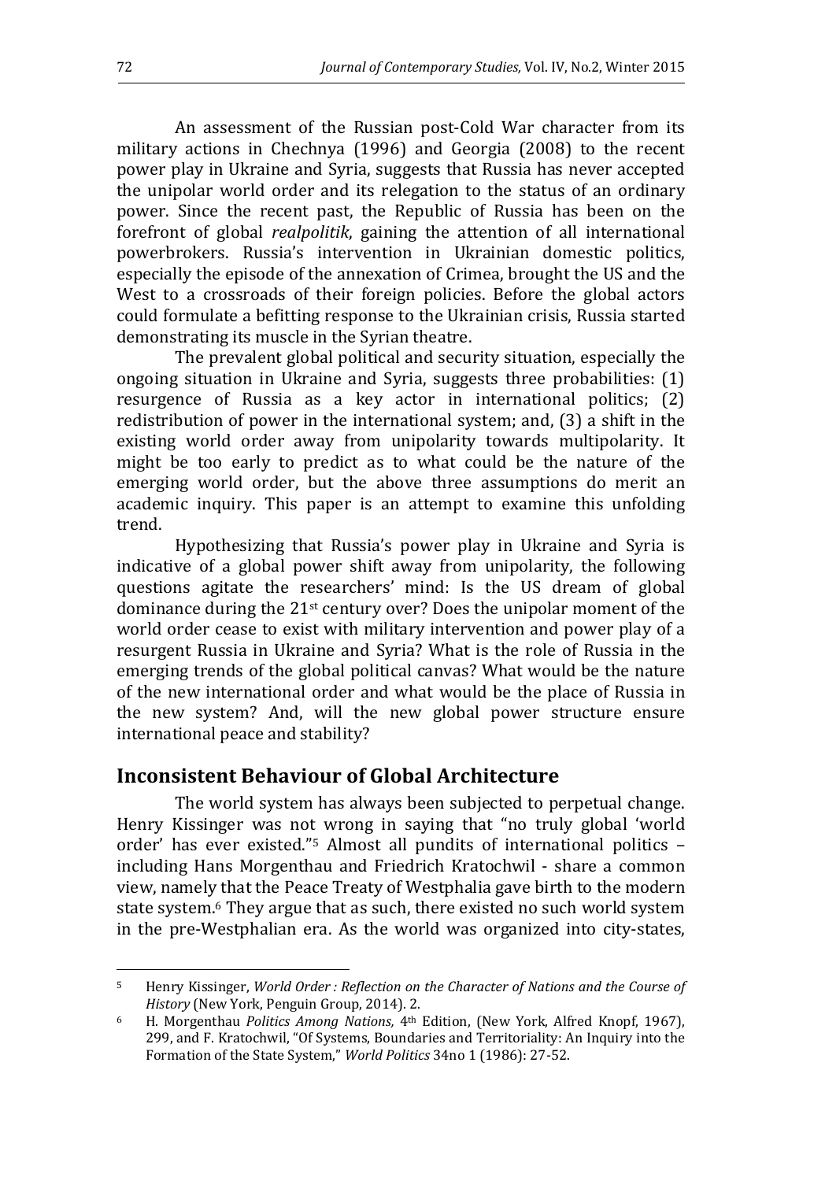An assessment of the Russian post-Cold War character from its military actions in Chechnya (1996) and Georgia (2008) to the recent power play in Ukraine and Syria, suggests that Russia has never accepted the unipolar world order and its relegation to the status of an ordinary power. Since the recent past, the Republic of Russia has been on the forefront of global *realpolitik*, gaining the attention of all international powerbrokers. Russia's intervention in Ukrainian domestic politics, especially the episode of the annexation of Crimea, brought the US and the West to a crossroads of their foreign policies. Before the global actors could formulate a befitting response to the Ukrainian crisis, Russia started demonstrating its muscle in the Syrian theatre.

The prevalent global political and security situation, especially the ongoing situation in Ukraine and Syria, suggests three probabilities: (1) resurgence of Russia as a key actor in international politics; (2) redistribution of power in the international system; and, (3) a shift in the existing world order away from unipolarity towards multipolarity. It might be too early to predict as to what could be the nature of the emerging world order, but the above three assumptions do merit an academic inquiry. This paper is an attempt to examine this unfolding trend.

Hypothesizing that Russia's power play in Ukraine and Syria is indicative of a global power shift away from unipolarity, the following questions agitate the researchers' mind: Is the US dream of global dominance during the 21st century over? Does the unipolar moment of the world order cease to exist with military intervention and power play of a resurgent Russia in Ukraine and Syria? What is the role of Russia in the emerging trends of the global political canvas? What would be the nature of the new international order and what would be the place of Russia in the new system? And, will the new global power structure ensure international peace and stability?

## Inconsistent Behaviour of Global Architecture

The world system has always been subjected to perpetual change. Henry Kissinger was not wrong in saying that "no truly global 'world order' has ever existed."[5] Almost all pundits of international politics – including Hans Morgenthau and Friedrich Kratochwil - share a common view, namely that the Peace Treaty of Westphalia gave birth to the modern state system.[6] They argue that as such, there existed no such world system in the pre-Westphalian era. As the world was organized into city-states,

---

[5] Henry Kissinger, *World Order : Reflection on the Character of Nations and the Course of History* (New York, Penguin Group, 2014). 2.

[6] H. Morgenthau *Politics Among Nations,* 4th Edition, (New York, Alfred Knopf, 1967), 299, and F. Kratochwil, "Of Systems, Boundaries and Territoriality: An Inquiry into the Formation of the State System," *World Politics* 34no 1 (1986): 27-52.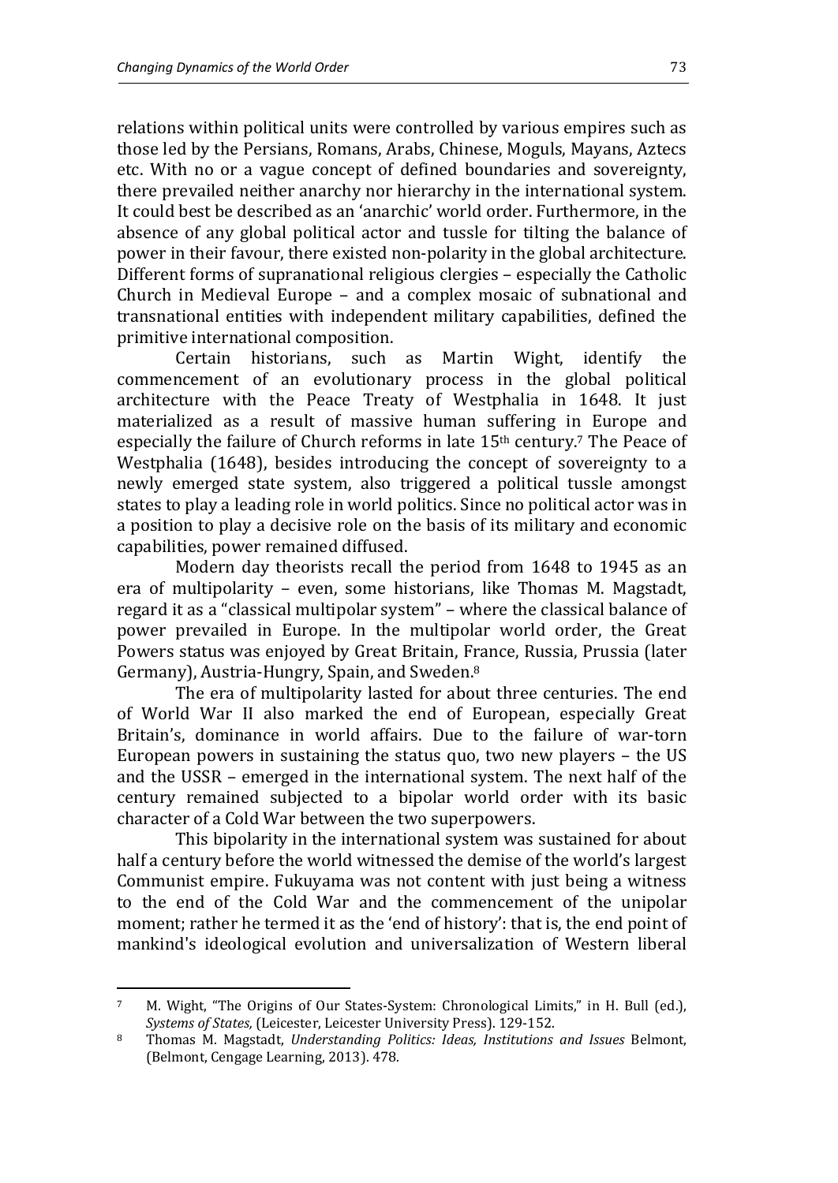relations within political units were controlled by various empires such as those led by the Persians, Romans, Arabs, Chinese, Moguls, Mayans, Aztecs etc. With no or a vague concept of defined boundaries and sovereignty, there prevailed neither anarchy nor hierarchy in the international system. It could best be described as an 'anarchic' world order. Furthermore, in the absence of any global political actor and tussle for tilting the balance of power in their favour, there existed non-polarity in the global architecture. Different forms of supranational religious clergies – especially the Catholic Church in Medieval Europe – and a complex mosaic of subnational and transnational entities with independent military capabilities, defined the primitive international composition.

Certain historians, such as Martin Wight, identify the commencement of an evolutionary process in the global political architecture with the Peace Treaty of Westphalia in 1648. It just materialized as a result of massive human suffering in Europe and especially the failure of Church reforms in late 15th century.[7] The Peace of Westphalia (1648), besides introducing the concept of sovereignty to a newly emerged state system, also triggered a political tussle amongst states to play a leading role in world politics. Since no political actor was in a position to play a decisive role on the basis of its military and economic capabilities, power remained diffused.

Modern day theorists recall the period from 1648 to 1945 as an era of multipolarity – even, some historians, like Thomas M. Magstadt, regard it as a "classical multipolar system" – where the classical balance of power prevailed in Europe. In the multipolar world order, the Great Powers status was enjoyed by Great Britain, France, Russia, Prussia (later Germany), Austria-Hungry, Spain, and Sweden.[8]

The era of multipolarity lasted for about three centuries. The end of World War II also marked the end of European, especially Great Britain's, dominance in world affairs. Due to the failure of war-torn European powers in sustaining the status quo, two new players – the US and the USSR – emerged in the international system. The next half of the century remained subjected to a bipolar world order with its basic character of a Cold War between the two superpowers.

This bipolarity in the international system was sustained for about half a century before the world witnessed the demise of the world's largest Communist empire. Fukuyama was not content with just being a witness to the end of the Cold War and the commencement of the unipolar moment; rather he termed it as the 'end of history': that is, the end point of mankind's ideological evolution and universalization of Western liberal

---

[7] M. Wight, "The Origins of Our States-System: Chronological Limits," in H. Bull (ed.), *Systems of States,* (Leicester, Leicester University Press). 129-152.

[8] Thomas M. Magstadt, *Understanding Politics: Ideas, Institutions and Issues* Belmont, (Belmont, Cengage Learning, 2013). 478.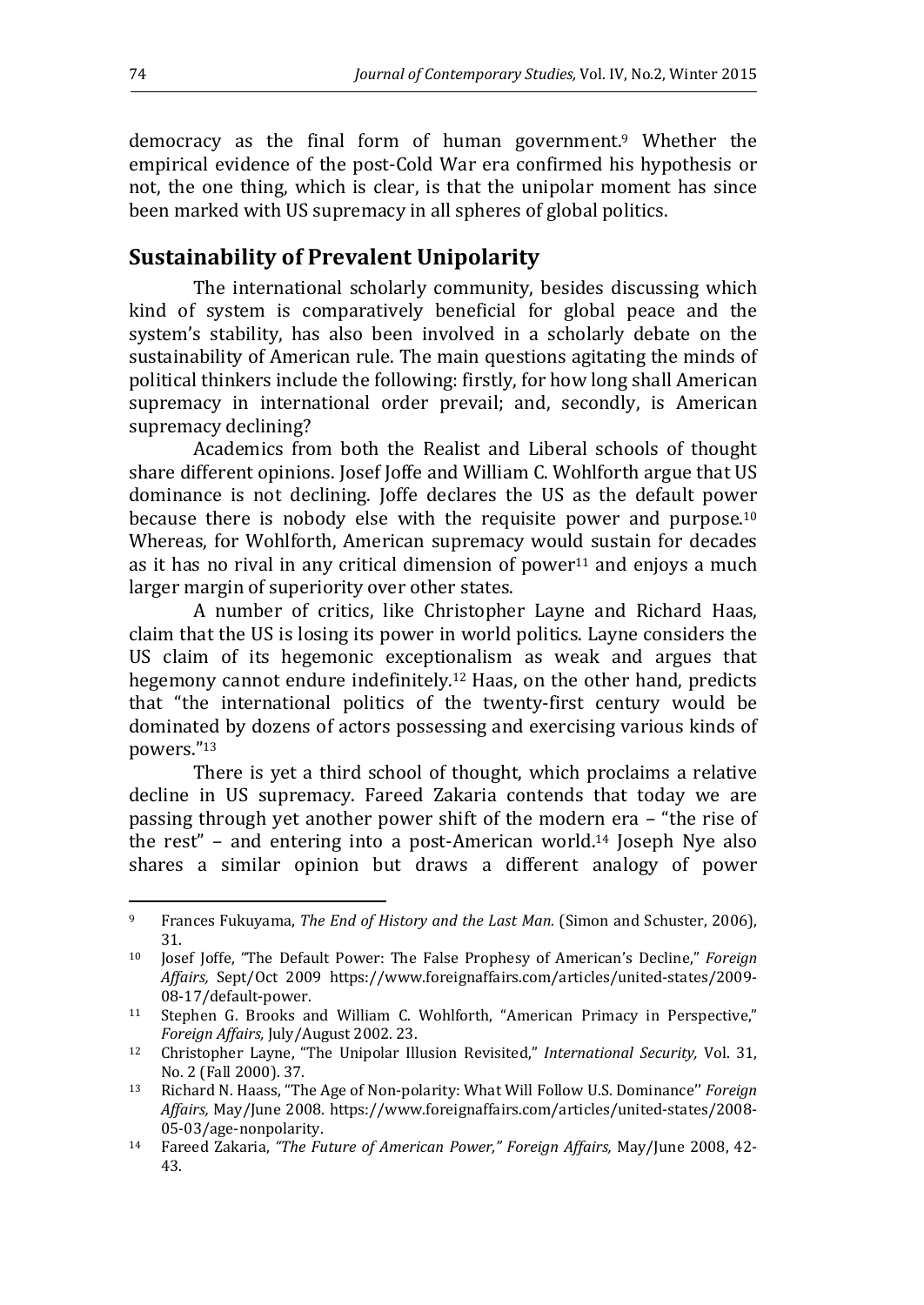democracy as the final form of human government.[9] Whether the empirical evidence of the post-Cold War era confirmed his hypothesis or not, the one thing, which is clear, is that the unipolar moment has since been marked with US supremacy in all spheres of global politics.

## Sustainability of Prevalent Unipolarity

The international scholarly community, besides discussing which kind of system is comparatively beneficial for global peace and the system's stability, has also been involved in a scholarly debate on the sustainability of American rule. The main questions agitating the minds of political thinkers include the following: firstly, for how long shall American supremacy in international order prevail; and, secondly, is American supremacy declining?

Academics from both the Realist and Liberal schools of thought share different opinions. Josef Joffe and William C. Wohlforth argue that US dominance is not declining. Joffe declares the US as the default power because there is nobody else with the requisite power and purpose.[10] Whereas, for Wohlforth, American supremacy would sustain for decades as it has no rival in any critical dimension of power[11] and enjoys a much larger margin of superiority over other states.

A number of critics, like Christopher Layne and Richard Haas, claim that the US is losing its power in world politics. Layne considers the US claim of its hegemonic exceptionalism as weak and argues that hegemony cannot endure indefinitely.[12] Haas, on the other hand, predicts that "the international politics of the twenty-first century would be dominated by dozens of actors possessing and exercising various kinds of powers."[13]

There is yet a third school of thought, which proclaims a relative decline in US supremacy. Fareed Zakaria contends that today we are passing through yet another power shift of the modern era – "the rise of the rest" – and entering into a post-American world.[14] Joseph Nye also shares a similar opinion but draws a different analogy of power

---

[9] Frances Fukuyama, *The End of History and the Last Man.* (Simon and Schuster, 2006), 31.

[10] Josef Joffe, "The Default Power: The False Prophesy of American's Decline," *Foreign Affairs,* Sept/Oct 2009 https://www.foreignaffairs.com/articles/united-states/2009-08-17/default-power.

[11] Stephen G. Brooks and William C. Wohlforth, "American Primacy in Perspective," *Foreign Affairs,* July/August 2002. 23.

[12] Christopher Layne, "The Unipolar Illusion Revisited," *International Security,* Vol. 31, No. 2 (Fall 2000). 37.

[13] Richard N. Haass, "The Age of Non-polarity: What Will Follow U.S. Dominance'' *Foreign Affairs,* May/June 2008. https://www.foreignaffairs.com/articles/united-states/2008-05-03/age-nonpolarity.

[14] Fareed Zakaria, *"The Future of American Power," Foreign Affairs,* May/June 2008, 42-43.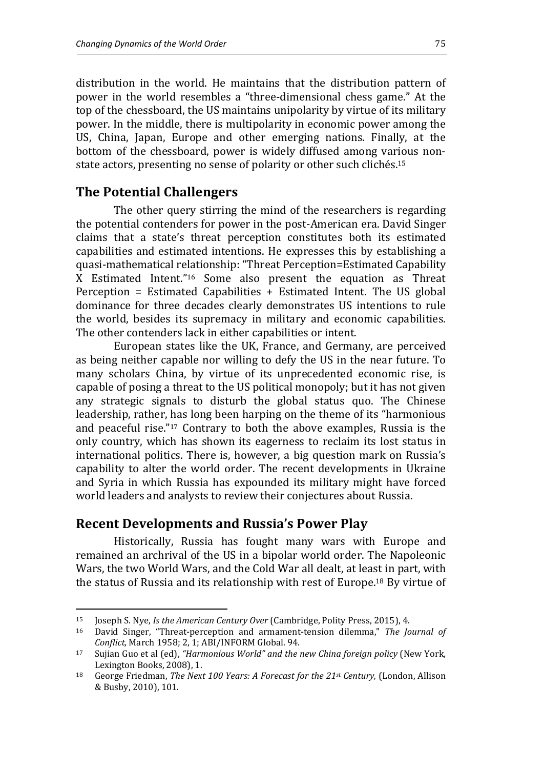distribution in the world. He maintains that the distribution pattern of power in the world resembles a "three-dimensional chess game." At the top of the chessboard, the US maintains unipolarity by virtue of its military power. In the middle, there is multipolarity in economic power among the US, China, Japan, Europe and other emerging nations. Finally, at the bottom of the chessboard, power is widely diffused among various non-state actors, presenting no sense of polarity or other such clichés.[15]

## The Potential Challengers

The other query stirring the mind of the researchers is regarding the potential contenders for power in the post-American era. David Singer claims that a state's threat perception constitutes both its estimated capabilities and estimated intentions. He expresses this by establishing a quasi-mathematical relationship: "Threat Perception=Estimated Capability X Estimated Intent."[16] Some also present the equation as Threat Perception = Estimated Capabilities + Estimated Intent. The US global dominance for three decades clearly demonstrates US intentions to rule the world, besides its supremacy in military and economic capabilities. The other contenders lack in either capabilities or intent.

European states like the UK, France, and Germany, are perceived as being neither capable nor willing to defy the US in the near future. To many scholars China, by virtue of its unprecedented economic rise, is capable of posing a threat to the US political monopoly; but it has not given any strategic signals to disturb the global status quo. The Chinese leadership, rather, has long been harping on the theme of its "harmonious and peaceful rise."[17] Contrary to both the above examples, Russia is the only country, which has shown its eagerness to reclaim its lost status in international politics. There is, however, a big question mark on Russia's capability to alter the world order. The recent developments in Ukraine and Syria in which Russia has expounded its military might have forced world leaders and analysts to review their conjectures about Russia.

## Recent Developments and Russia's Power Play

Historically, Russia has fought many wars with Europe and remained an archrival of the US in a bipolar world order. The Napoleonic Wars, the two World Wars, and the Cold War all dealt, at least in part, with the status of Russia and its relationship with rest of Europe.[18] By virtue of

---

[15] Joseph S. Nye, *Is the American Century Over* (Cambridge, Polity Press, 2015), 4.

[16] David Singer, "Threat-perception and armament-tension dilemma," *The Journal of Conflict,* March 1958; 2, 1; ABI/INFORM Global. 94.

[17] Sujian Guo et al (ed), *"Harmonious World" and the new China foreign policy* (New York, Lexington Books, 2008), 1.

[18] George Friedman, *The Next 100 Years: A Forecast for the 21st Century,* (London, Allison & Busby, 2010), 101.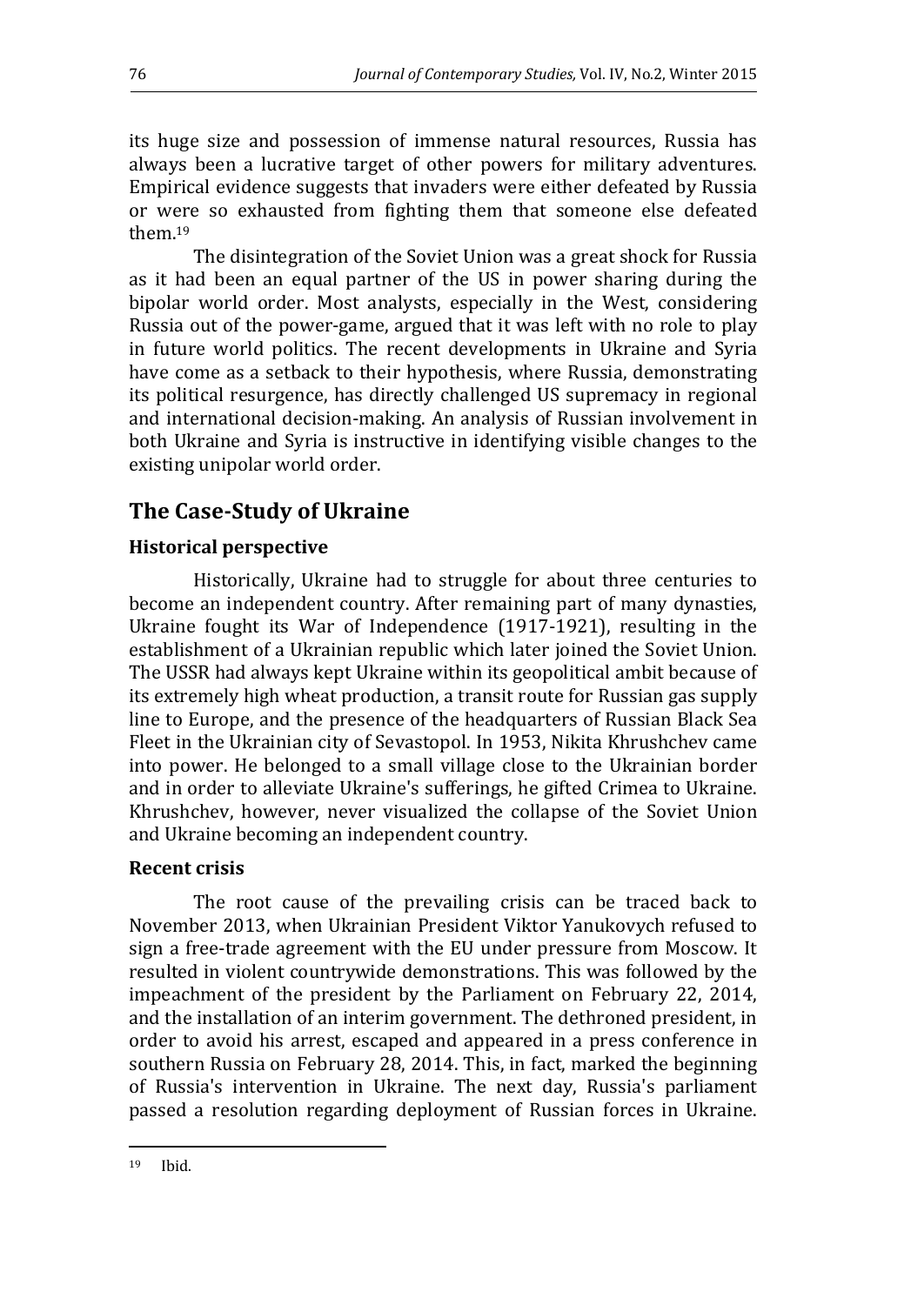its huge size and possession of immense natural resources, Russia has always been a lucrative target of other powers for military adventures. Empirical evidence suggests that invaders were either defeated by Russia or were so exhausted from fighting them that someone else defeated them.[19]

The disintegration of the Soviet Union was a great shock for Russia as it had been an equal partner of the US in power sharing during the bipolar world order. Most analysts, especially in the West, considering Russia out of the power-game, argued that it was left with no role to play in future world politics. The recent developments in Ukraine and Syria have come as a setback to their hypothesis, where Russia, demonstrating its political resurgence, has directly challenged US supremacy in regional and international decision-making. An analysis of Russian involvement in both Ukraine and Syria is instructive in identifying visible changes to the existing unipolar world order.

## The Case-Study of Ukraine

### Historical perspective

Historically, Ukraine had to struggle for about three centuries to become an independent country. After remaining part of many dynasties, Ukraine fought its War of Independence (1917-1921), resulting in the establishment of a Ukrainian republic which later joined the Soviet Union. The USSR had always kept Ukraine within its geopolitical ambit because of its extremely high wheat production, a transit route for Russian gas supply line to Europe, and the presence of the headquarters of Russian Black Sea Fleet in the Ukrainian city of Sevastopol. In 1953, Nikita Khrushchev came into power. He belonged to a small village close to the Ukrainian border and in order to alleviate Ukraine's sufferings, he gifted Crimea to Ukraine. Khrushchev, however, never visualized the collapse of the Soviet Union and Ukraine becoming an independent country.

### Recent crisis

The root cause of the prevailing crisis can be traced back to November 2013, when Ukrainian President Viktor Yanukovych refused to sign a free-trade agreement with the EU under pressure from Moscow. It resulted in violent countrywide demonstrations. This was followed by the impeachment of the president by the Parliament on February 22, 2014, and the installation of an interim government. The dethroned president, in order to avoid his arrest, escaped and appeared in a press conference in southern Russia on February 28, 2014. This, in fact, marked the beginning of Russia's intervention in Ukraine. The next day, Russia's parliament passed a resolution regarding deployment of Russian forces in Ukraine.

---

[19] Ibid.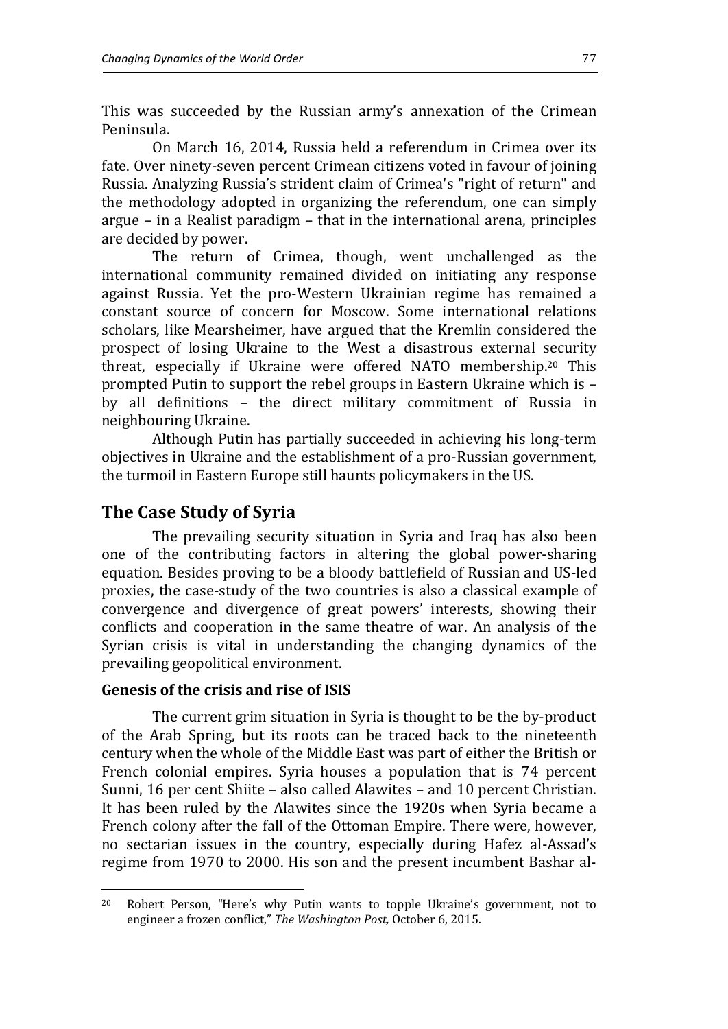This was succeeded by the Russian army's annexation of the Crimean Peninsula.

On March 16, 2014, Russia held a referendum in Crimea over its fate. Over ninety-seven percent Crimean citizens voted in favour of joining Russia. Analyzing Russia's strident claim of Crimea's "right of return" and the methodology adopted in organizing the referendum, one can simply argue – in a Realist paradigm – that in the international arena, principles are decided by power.

The return of Crimea, though, went unchallenged as the international community remained divided on initiating any response against Russia. Yet the pro-Western Ukrainian regime has remained a constant source of concern for Moscow. Some international relations scholars, like Mearsheimer, have argued that the Kremlin considered the prospect of losing Ukraine to the West a disastrous external security threat, especially if Ukraine were offered NATO membership.[20] This prompted Putin to support the rebel groups in Eastern Ukraine which is – by all definitions – the direct military commitment of Russia in neighbouring Ukraine.

Although Putin has partially succeeded in achieving his long-term objectives in Ukraine and the establishment of a pro-Russian government, the turmoil in Eastern Europe still haunts policymakers in the US.

## The Case Study of Syria

The prevailing security situation in Syria and Iraq has also been one of the contributing factors in altering the global power-sharing equation. Besides proving to be a bloody battlefield of Russian and US-led proxies, the case-study of the two countries is also a classical example of convergence and divergence of great powers' interests, showing their conflicts and cooperation in the same theatre of war. An analysis of the Syrian crisis is vital in understanding the changing dynamics of the prevailing geopolitical environment.

### Genesis of the crisis and rise of ISIS

The current grim situation in Syria is thought to be the by-product of the Arab Spring, but its roots can be traced back to the nineteenth century when the whole of the Middle East was part of either the British or French colonial empires. Syria houses a population that is 74 percent Sunni, 16 per cent Shiite – also called Alawites – and 10 percent Christian. It has been ruled by the Alawites since the 1920s when Syria became a French colony after the fall of the Ottoman Empire. There were, however, no sectarian issues in the country, especially during Hafez al-Assad's regime from 1970 to 2000. His son and the present incumbent Bashar al-

---

[20] Robert Person, "Here's why Putin wants to topple Ukraine's government, not to engineer a frozen conflict," *The Washington Post,* October 6, 2015.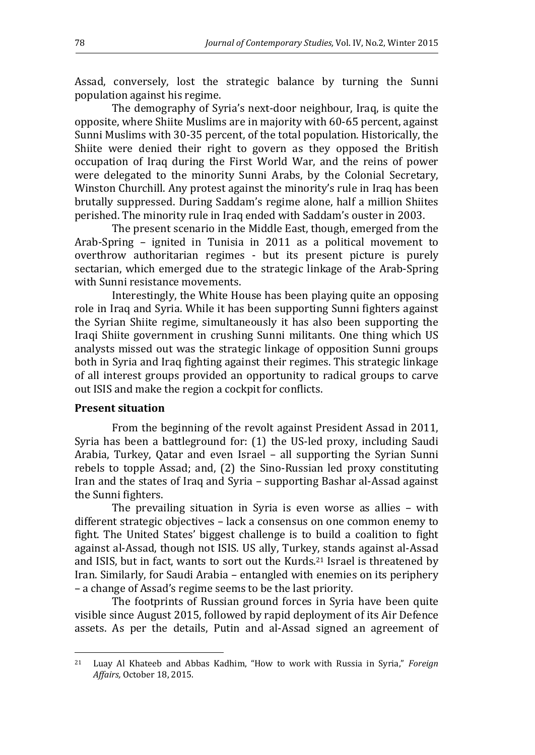Assad, conversely, lost the strategic balance by turning the Sunni population against his regime.

The demography of Syria's next-door neighbour, Iraq, is quite the opposite, where Shiite Muslims are in majority with 60-65 percent, against Sunni Muslims with 30-35 percent, of the total population. Historically, the Shiite were denied their right to govern as they opposed the British occupation of Iraq during the First World War, and the reins of power were delegated to the minority Sunni Arabs, by the Colonial Secretary, Winston Churchill. Any protest against the minority's rule in Iraq has been brutally suppressed. During Saddam's regime alone, half a million Shiites perished. The minority rule in Iraq ended with Saddam's ouster in 2003.

The present scenario in the Middle East, though, emerged from the Arab-Spring – ignited in Tunisia in 2011 as a political movement to overthrow authoritarian regimes - but its present picture is purely sectarian, which emerged due to the strategic linkage of the Arab-Spring with Sunni resistance movements.

Interestingly, the White House has been playing quite an opposing role in Iraq and Syria. While it has been supporting Sunni fighters against the Syrian Shiite regime, simultaneously it has also been supporting the Iraqi Shiite government in crushing Sunni militants. One thing which US analysts missed out was the strategic linkage of opposition Sunni groups both in Syria and Iraq fighting against their regimes. This strategic linkage of all interest groups provided an opportunity to radical groups to carve out ISIS and make the region a cockpit for conflicts.

## Present situation

From the beginning of the revolt against President Assad in 2011, Syria has been a battleground for: (1) the US-led proxy, including Saudi Arabia, Turkey, Qatar and even Israel – all supporting the Syrian Sunni rebels to topple Assad; and, (2) the Sino-Russian led proxy constituting Iran and the states of Iraq and Syria – supporting Bashar al-Assad against the Sunni fighters.

The prevailing situation in Syria is even worse as allies – with different strategic objectives – lack a consensus on one common enemy to fight. The United States' biggest challenge is to build a coalition to fight against al-Assad, though not ISIS. US ally, Turkey, stands against al-Assad and ISIS, but in fact, wants to sort out the Kurds.[21] Israel is threatened by Iran. Similarly, for Saudi Arabia – entangled with enemies on its periphery – a change of Assad's regime seems to be the last priority.

The footprints of Russian ground forces in Syria have been quite visible since August 2015, followed by rapid deployment of its Air Defence assets. As per the details, Putin and al-Assad signed an agreement of

---

[21] Luay Al Khateeb and Abbas Kadhim, "How to work with Russia in Syria," *Foreign Affairs,* October 18, 2015.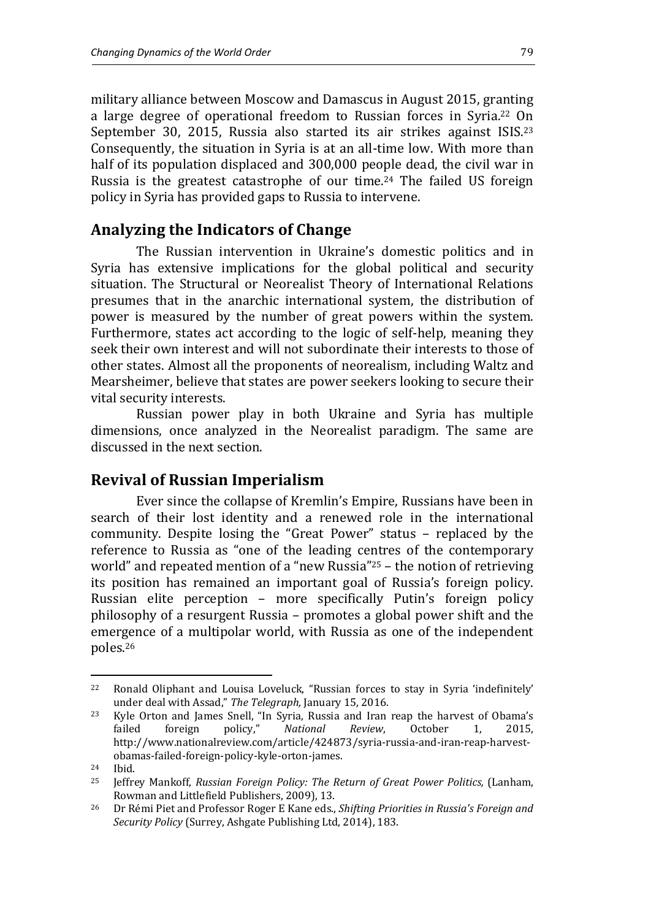military alliance between Moscow and Damascus in August 2015, granting a large degree of operational freedom to Russian forces in Syria.[22] On September 30, 2015, Russia also started its air strikes against ISIS.[23] Consequently, the situation in Syria is at an all-time low. With more than half of its population displaced and 300,000 people dead, the civil war in Russia is the greatest catastrophe of our time.[24] The failed US foreign policy in Syria has provided gaps to Russia to intervene.

## Analyzing the Indicators of Change

The Russian intervention in Ukraine's domestic politics and in Syria has extensive implications for the global political and security situation. The Structural or Neorealist Theory of International Relations presumes that in the anarchic international system, the distribution of power is measured by the number of great powers within the system. Furthermore, states act according to the logic of self-help, meaning they seek their own interest and will not subordinate their interests to those of other states. Almost all the proponents of neorealism, including Waltz and Mearsheimer, believe that states are power seekers looking to secure their vital security interests.

Russian power play in both Ukraine and Syria has multiple dimensions, once analyzed in the Neorealist paradigm. The same are discussed in the next section.

## Revival of Russian Imperialism

Ever since the collapse of Kremlin's Empire, Russians have been in search of their lost identity and a renewed role in the international community. Despite losing the "Great Power" status – replaced by the reference to Russia as "one of the leading centres of the contemporary world" and repeated mention of a "new Russia"[25] – the notion of retrieving its position has remained an important goal of Russia's foreign policy. Russian elite perception – more specifically Putin's foreign policy philosophy of a resurgent Russia – promotes a global power shift and the emergence of a multipolar world, with Russia as one of the independent poles.[26]

---

[22] Ronald Oliphant and Louisa Loveluck, "Russian forces to stay in Syria 'indefinitely' under deal with Assad," *The Telegraph,* January 15, 2016.

[23] Kyle Orton and James Snell, "In Syria, Russia and Iran reap the harvest of Obama's failed foreign policy," *National Review*, October 1, 2015, http://www.nationalreview.com/article/424873/syria-russia-and-iran-reap-harvest-obamas-failed-foreign-policy-kyle-orton-james.

[24] Ibid.

[25] Jeffrey Mankoff, *Russian Foreign Policy: The Return of Great Power Politics,* (Lanham, Rowman and Littlefield Publishers, 2009), 13.

[26] Dr Rémi Piet and Professor Roger E Kane eds., *Shifting Priorities in Russia's Foreign and Security Policy* (Surrey, Ashgate Publishing Ltd, 2014), 183.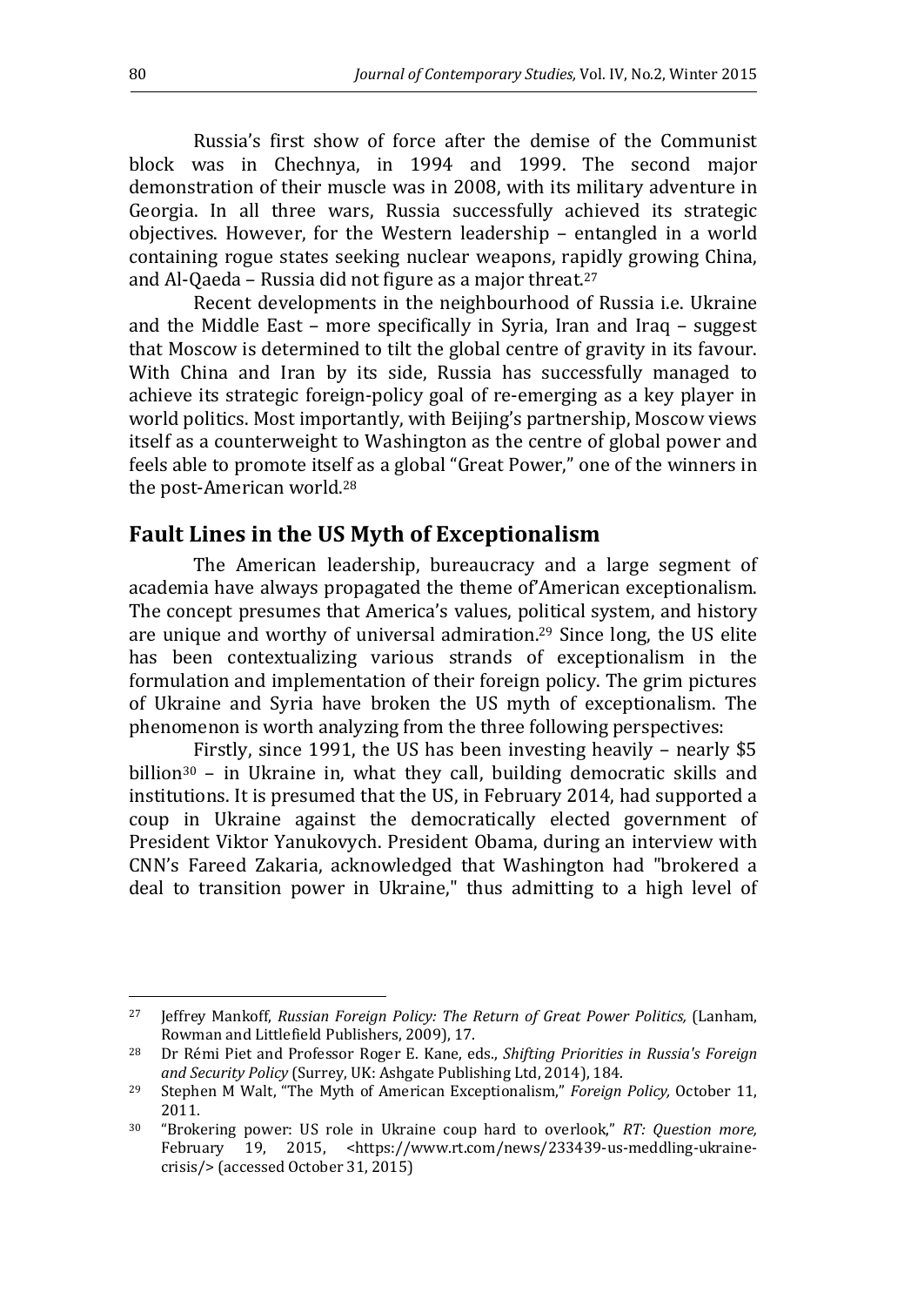Russia's first show of force after the demise of the Communist block was in Chechnya, in 1994 and 1999. The second major demonstration of their muscle was in 2008, with its military adventure in Georgia. In all three wars, Russia successfully achieved its strategic objectives. However, for the Western leadership – entangled in a world containing rogue states seeking nuclear weapons, rapidly growing China, and Al-Qaeda – Russia did not figure as a major threat.[27]

Recent developments in the neighbourhood of Russia i.e. Ukraine and the Middle East – more specifically in Syria, Iran and Iraq – suggest that Moscow is determined to tilt the global centre of gravity in its favour. With China and Iran by its side, Russia has successfully managed to achieve its strategic foreign-policy goal of re-emerging as a key player in world politics. Most importantly, with Beijing's partnership, Moscow views itself as a counterweight to Washington as the centre of global power and feels able to promote itself as a global "Great Power," one of the winners in the post-American world.[28]

## Fault Lines in the US Myth of Exceptionalism

The American leadership, bureaucracy and a large segment of academia have always propagated the theme of'American exceptionalism. The concept presumes that America's values, political system, and history are unique and worthy of universal admiration.[29] Since long, the US elite has been contextualizing various strands of exceptionalism in the formulation and implementation of their foreign policy. The grim pictures of Ukraine and Syria have broken the US myth of exceptionalism. The phenomenon is worth analyzing from the three following perspectives:

Firstly, since 1991, the US has been investing heavily – nearly $5 billion[30] – in Ukraine in, what they call, building democratic skills and institutions. It is presumed that the US, in February 2014, had supported a coup in Ukraine against the democratically elected government of President Viktor Yanukovych. President Obama, during an interview with CNN's Fareed Zakaria, acknowledged that Washington had "brokered a deal to transition power in Ukraine," thus admitting to a high level of

---

[27] Jeffrey Mankoff, *Russian Foreign Policy: The Return of Great Power Politics,* (Lanham, Rowman and Littlefield Publishers, 2009), 17.

[28] Dr Rémi Piet and Professor Roger E. Kane, eds., *Shifting Priorities in Russia's Foreign and Security Policy* (Surrey, UK: Ashgate Publishing Ltd, 2014), 184.

[29] Stephen M Walt, "The Myth of American Exceptionalism," *Foreign Policy,* October 11, 2011.

[30] "Brokering power: US role in Ukraine coup hard to overlook," *RT: Question more,* February 19, 2015, <https://www.rt.com/news/233439-us-meddling-ukraine-crisis/> (accessed October 31, 2015)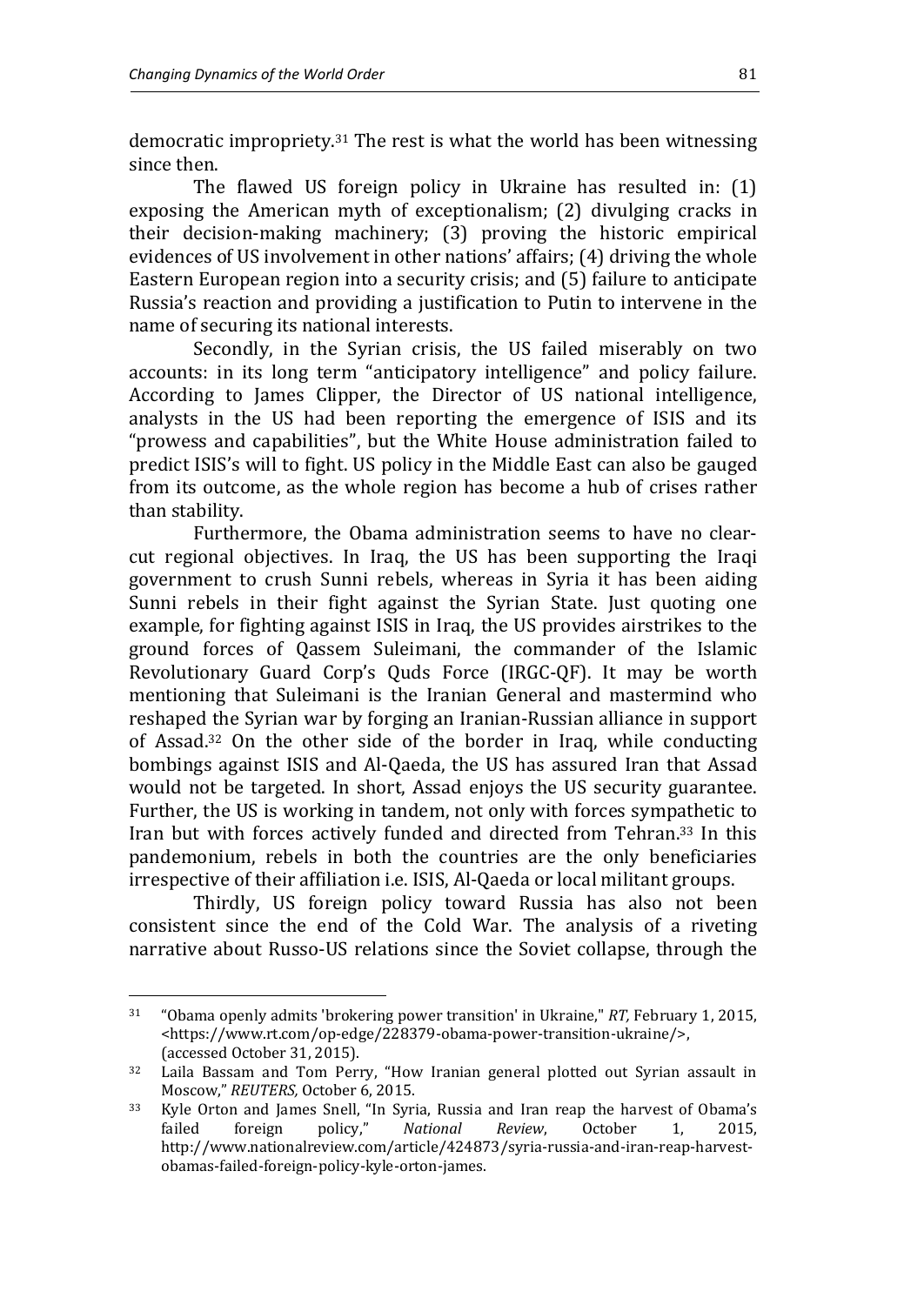democratic impropriety.[31] The rest is what the world has been witnessing since then.

The flawed US foreign policy in Ukraine has resulted in: (1) exposing the American myth of exceptionalism; (2) divulging cracks in their decision-making machinery; (3) proving the historic empirical evidences of US involvement in other nations' affairs; (4) driving the whole Eastern European region into a security crisis; and (5) failure to anticipate Russia's reaction and providing a justification to Putin to intervene in the name of securing its national interests.

Secondly, in the Syrian crisis, the US failed miserably on two accounts: in its long term "anticipatory intelligence" and policy failure. According to James Clipper, the Director of US national intelligence, analysts in the US had been reporting the emergence of ISIS and its "prowess and capabilities", but the White House administration failed to predict ISIS's will to fight. US policy in the Middle East can also be gauged from its outcome, as the whole region has become a hub of crises rather than stability.

Furthermore, the Obama administration seems to have no clear-cut regional objectives. In Iraq, the US has been supporting the Iraqi government to crush Sunni rebels, whereas in Syria it has been aiding Sunni rebels in their fight against the Syrian State. Just quoting one example, for fighting against ISIS in Iraq, the US provides airstrikes to the ground forces of Qassem Suleimani, the commander of the Islamic Revolutionary Guard Corp's Quds Force (IRGC-QF). It may be worth mentioning that Suleimani is the Iranian General and mastermind who reshaped the Syrian war by forging an Iranian-Russian alliance in support of Assad.[32] On the other side of the border in Iraq, while conducting bombings against ISIS and Al-Qaeda, the US has assured Iran that Assad would not be targeted. In short, Assad enjoys the US security guarantee. Further, the US is working in tandem, not only with forces sympathetic to Iran but with forces actively funded and directed from Tehran.[33] In this pandemonium, rebels in both the countries are the only beneficiaries irrespective of their affiliation i.e. ISIS, Al-Qaeda or local militant groups.

Thirdly, US foreign policy toward Russia has also not been consistent since the end of the Cold War. The analysis of a riveting narrative about Russo-US relations since the Soviet collapse, through the

---

[31] "Obama openly admits 'brokering power transition' in Ukraine," *RT,* February 1, 2015, <https://www.rt.com/op-edge/228379-obama-power-transition-ukraine/>, (accessed October 31, 2015).

[32] Laila Bassam and Tom Perry, "How Iranian general plotted out Syrian assault in Moscow," *REUTERS,* October 6, 2015.

[33] Kyle Orton and James Snell, "In Syria, Russia and Iran reap the harvest of Obama's failed foreign policy," *National Review*, October 1, 2015, http://www.nationalreview.com/article/424873/syria-russia-and-iran-reap-harvest-obamas-failed-foreign-policy-kyle-orton-james.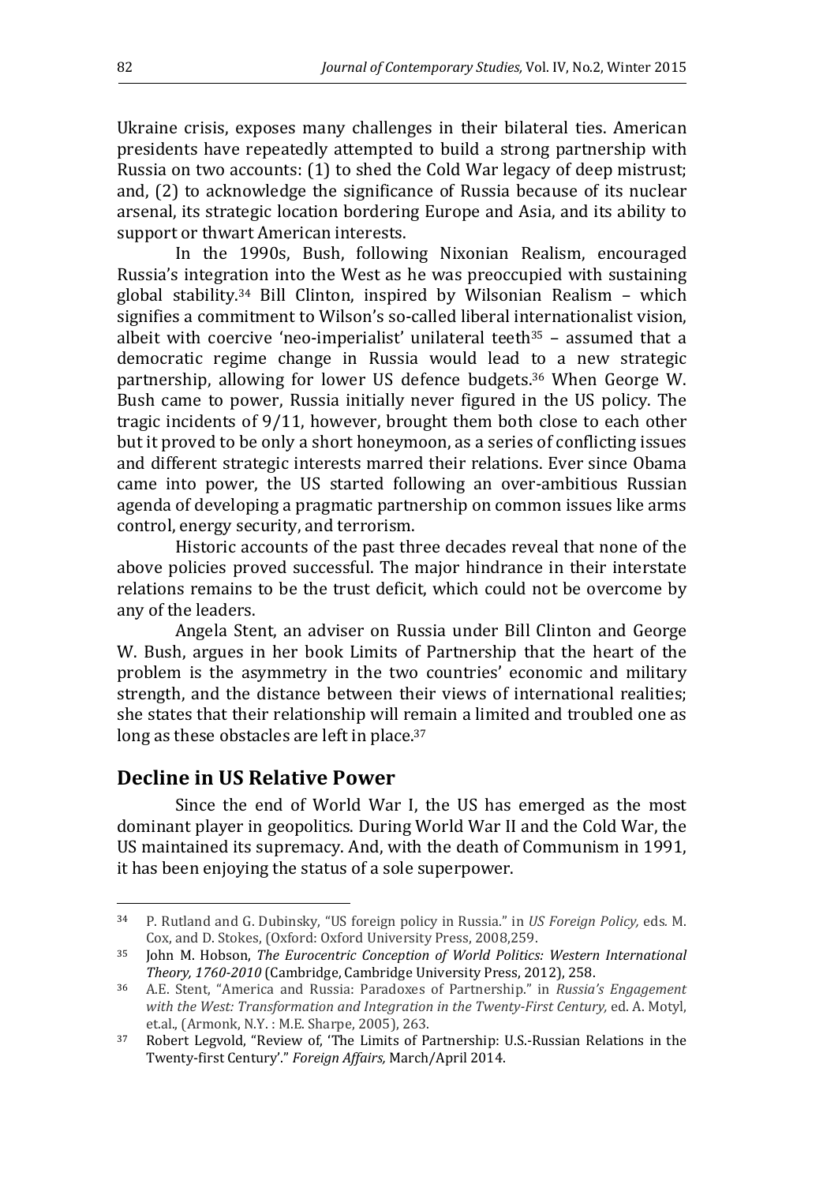Ukraine crisis, exposes many challenges in their bilateral ties. American presidents have repeatedly attempted to build a strong partnership with Russia on two accounts: (1) to shed the Cold War legacy of deep mistrust; and, (2) to acknowledge the significance of Russia because of its nuclear arsenal, its strategic location bordering Europe and Asia, and its ability to support or thwart American interests.

In the 1990s, Bush, following Nixonian Realism, encouraged Russia's integration into the West as he was preoccupied with sustaining global stability.[34] Bill Clinton, inspired by Wilsonian Realism – which signifies a commitment to Wilson's so-called liberal internationalist vision, albeit with coercive 'neo-imperialist' unilateral teeth[35] – assumed that a democratic regime change in Russia would lead to a new strategic partnership, allowing for lower US defence budgets.[36] When George W. Bush came to power, Russia initially never figured in the US policy. The tragic incidents of 9/11, however, brought them both close to each other but it proved to be only a short honeymoon, as a series of conflicting issues and different strategic interests marred their relations. Ever since Obama came into power, the US started following an over-ambitious Russian agenda of developing a pragmatic partnership on common issues like arms control, energy security, and terrorism.

Historic accounts of the past three decades reveal that none of the above policies proved successful. The major hindrance in their interstate relations remains to be the trust deficit, which could not be overcome by any of the leaders.

Angela Stent, an adviser on Russia under Bill Clinton and George W. Bush, argues in her book Limits of Partnership that the heart of the problem is the asymmetry in the two countries' economic and military strength, and the distance between their views of international realities; she states that their relationship will remain a limited and troubled one as long as these obstacles are left in place.[37]

## Decline in US Relative Power

Since the end of World War I, the US has emerged as the most dominant player in geopolitics. During World War II and the Cold War, the US maintained its supremacy. And, with the death of Communism in 1991, it has been enjoying the status of a sole superpower.

---

[34] P. Rutland and G. Dubinsky, "US foreign policy in Russia." in *US Foreign Policy,* eds. M. Cox, and D. Stokes, (Oxford: Oxford University Press, 2008,259.

[35] John M. Hobson, *The Eurocentric Conception of World Politics: Western International Theory, 1760-2010* (Cambridge, Cambridge University Press, 2012), 258.

[36] A.E. Stent, "America and Russia: Paradoxes of Partnership." in *Russia's Engagement with the West: Transformation and Integration in the Twenty-First Century,* ed. A. Motyl, et.al., (Armonk, N.Y. : M.E. Sharpe, 2005), 263.

[37] Robert Legvold, "Review of, 'The Limits of Partnership: U.S.-Russian Relations in the Twenty-first Century'." *Foreign Affairs,* March/April 2014.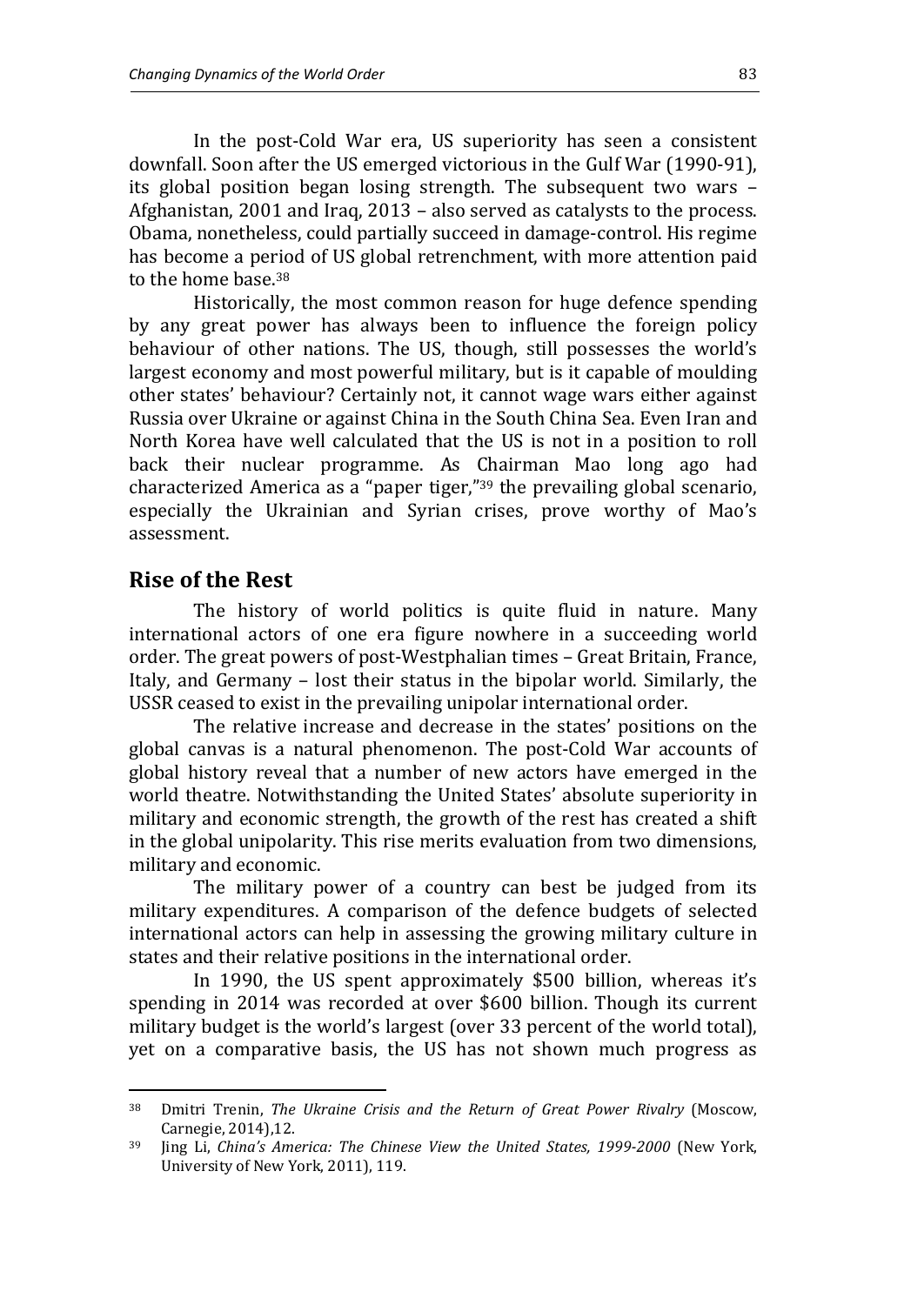In the post-Cold War era, US superiority has seen a consistent downfall. Soon after the US emerged victorious in the Gulf War (1990-91), its global position began losing strength. The subsequent two wars – Afghanistan, 2001 and Iraq, 2013 – also served as catalysts to the process. Obama, nonetheless, could partially succeed in damage-control. His regime has become a period of US global retrenchment, with more attention paid to the home base.[38]

Historically, the most common reason for huge defence spending by any great power has always been to influence the foreign policy behaviour of other nations. The US, though, still possesses the world's largest economy and most powerful military, but is it capable of moulding other states' behaviour? Certainly not, it cannot wage wars either against Russia over Ukraine or against China in the South China Sea. Even Iran and North Korea have well calculated that the US is not in a position to roll back their nuclear programme. As Chairman Mao long ago had characterized America as a "paper tiger,"[39] the prevailing global scenario, especially the Ukrainian and Syrian crises, prove worthy of Mao's assessment.

## Rise of the Rest

The history of world politics is quite fluid in nature. Many international actors of one era figure nowhere in a succeeding world order. The great powers of post-Westphalian times – Great Britain, France, Italy, and Germany – lost their status in the bipolar world. Similarly, the USSR ceased to exist in the prevailing unipolar international order.

The relative increase and decrease in the states' positions on the global canvas is a natural phenomenon. The post-Cold War accounts of global history reveal that a number of new actors have emerged in the world theatre. Notwithstanding the United States' absolute superiority in military and economic strength, the growth of the rest has created a shift in the global unipolarity. This rise merits evaluation from two dimensions, military and economic.

The military power of a country can best be judged from its military expenditures. A comparison of the defence budgets of selected international actors can help in assessing the growing military culture in states and their relative positions in the international order.

In 1990, the US spent approximately \$500 billion, whereas it's spending in 2014 was recorded at over \$600 billion. Though its current military budget is the world's largest (over 33 percent of the world total), yet on a comparative basis, the US has not shown much progress as

---

[38] Dmitri Trenin, *The Ukraine Crisis and the Return of Great Power Rivalry* (Moscow, Carnegie, 2014),12.

[39] Jing Li, *China's America: The Chinese View the United States, 1999-2000* (New York, University of New York, 2011), 119.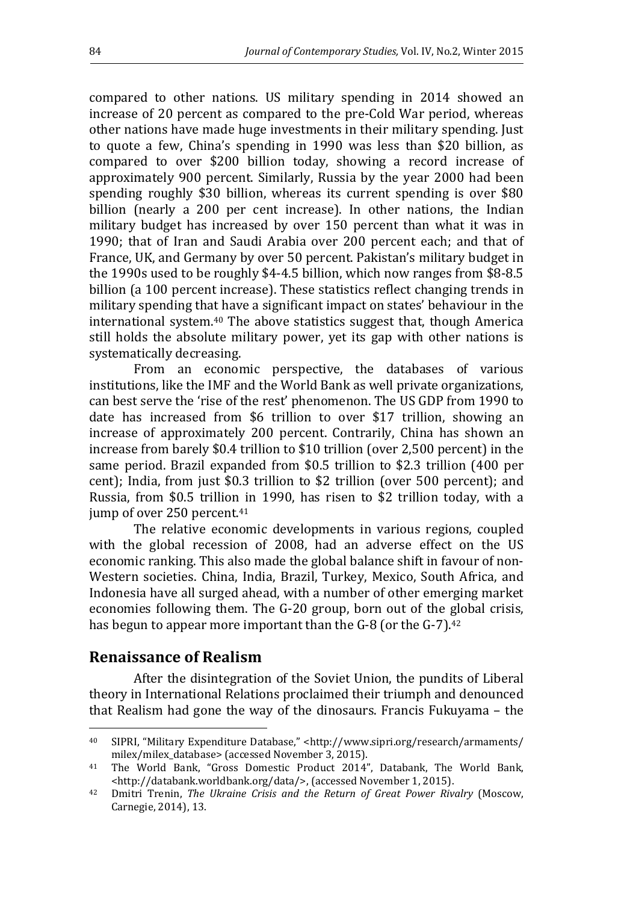compared to other nations. US military spending in 2014 showed an increase of 20 percent as compared to the pre-Cold War period, whereas other nations have made huge investments in their military spending. Just to quote a few, China's spending in 1990 was less than $20 billion, as compared to over $200 billion today, showing a record increase of approximately 900 percent. Similarly, Russia by the year 2000 had been spending roughly $30 billion, whereas its current spending is over $80 billion (nearly a 200 per cent increase). In other nations, the Indian military budget has increased by over 150 percent than what it was in 1990; that of Iran and Saudi Arabia over 200 percent each; and that of France, UK, and Germany by over 50 percent. Pakistan's military budget in the 1990s used to be roughly $4-4.5 billion, which now ranges from $8-8.5 billion (a 100 percent increase). These statistics reflect changing trends in military spending that have a significant impact on states' behaviour in the international system.[40] The above statistics suggest that, though America still holds the absolute military power, yet its gap with other nations is systematically decreasing.

From an economic perspective, the databases of various institutions, like the IMF and the World Bank as well private organizations, can best serve the 'rise of the rest' phenomenon. The US GDP from 1990 to date has increased from $6 trillion to over $17 trillion, showing an increase of approximately 200 percent. Contrarily, China has shown an increase from barely $0.4 trillion to $10 trillion (over 2,500 percent) in the same period. Brazil expanded from $0.5 trillion to $2.3 trillion (400 per cent); India, from just $0.3 trillion to $2 trillion (over 500 percent); and Russia, from $0.5 trillion in 1990, has risen to $2 trillion today, with a jump of over 250 percent.[41]

The relative economic developments in various regions, coupled with the global recession of 2008, had an adverse effect on the US economic ranking. This also made the global balance shift in favour of non-Western societies. China, India, Brazil, Turkey, Mexico, South Africa, and Indonesia have all surged ahead, with a number of other emerging market economies following them. The G-20 group, born out of the global crisis, has begun to appear more important than the G-8 (or the G-7).[42]

## Renaissance of Realism

After the disintegration of the Soviet Union, the pundits of Liberal theory in International Relations proclaimed their triumph and denounced that Realism had gone the way of the dinosaurs. Francis Fukuyama – the

---

[40] SIPRI, "Military Expenditure Database," <http://www.sipri.org/research/armaments/milex/milex_database> (accessed November 3, 2015).

[41] The World Bank, "Gross Domestic Product 2014", Databank, The World Bank, <http://databank.worldbank.org/data/>, (accessed November 1, 2015).

[42] Dmitri Trenin, *The Ukraine Crisis and the Return of Great Power Rivalry* (Moscow, Carnegie, 2014), 13.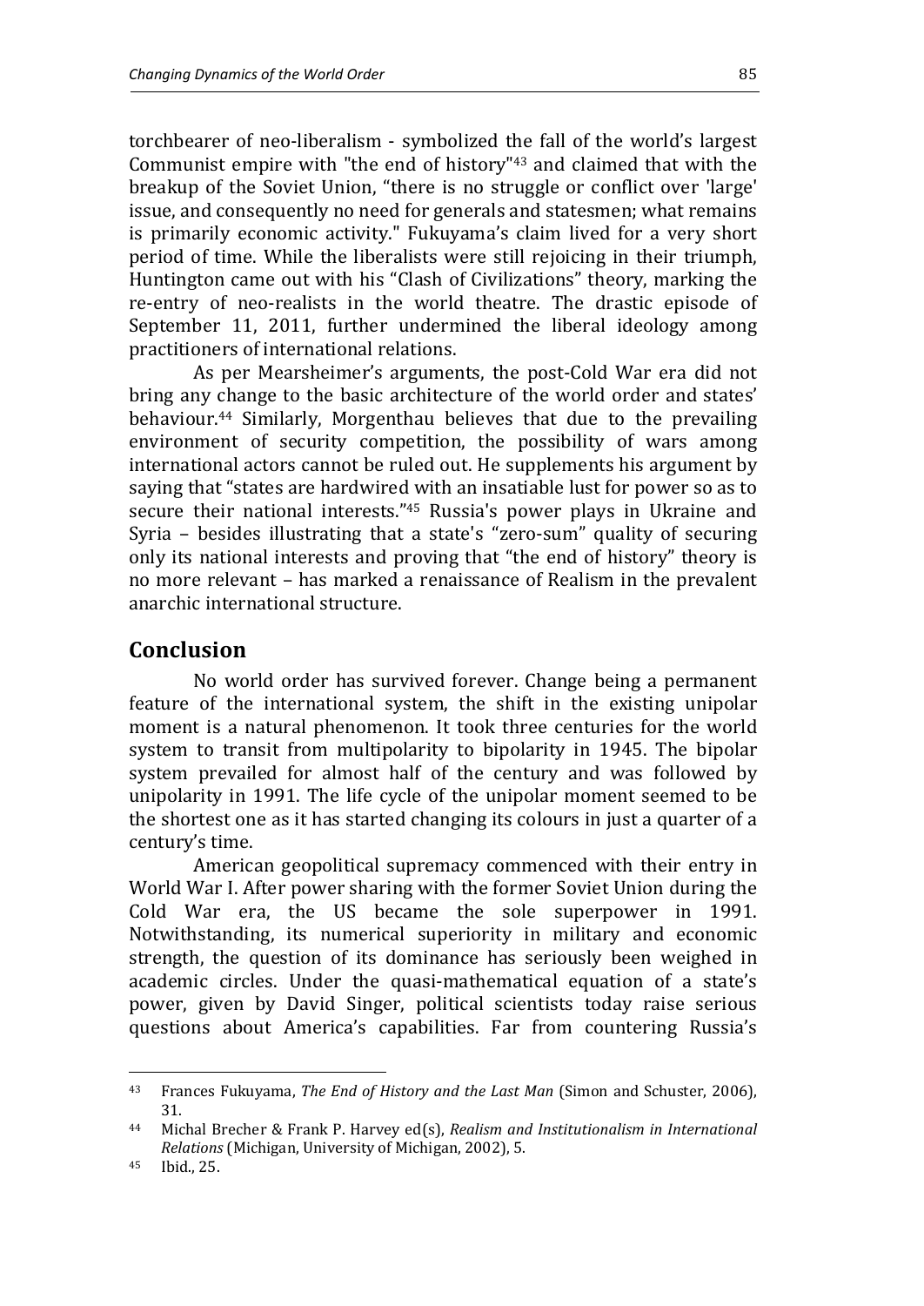torchbearer of neo-liberalism - symbolized the fall of the world's largest Communist empire with "the end of history"[43] and claimed that with the breakup of the Soviet Union, "there is no struggle or conflict over 'large' issue, and consequently no need for generals and statesmen; what remains is primarily economic activity." Fukuyama's claim lived for a very short period of time. While the liberalists were still rejoicing in their triumph, Huntington came out with his "Clash of Civilizations" theory, marking the re-entry of neo-realists in the world theatre. The drastic episode of September 11, 2011, further undermined the liberal ideology among practitioners of international relations.

As per Mearsheimer's arguments, the post-Cold War era did not bring any change to the basic architecture of the world order and states' behaviour.[44] Similarly, Morgenthau believes that due to the prevailing environment of security competition, the possibility of wars among international actors cannot be ruled out. He supplements his argument by saying that "states are hardwired with an insatiable lust for power so as to secure their national interests."[45] Russia's power plays in Ukraine and Syria – besides illustrating that a state's "zero-sum" quality of securing only its national interests and proving that "the end of history" theory is no more relevant – has marked a renaissance of Realism in the prevalent anarchic international structure.

## Conclusion

No world order has survived forever. Change being a permanent feature of the international system, the shift in the existing unipolar moment is a natural phenomenon. It took three centuries for the world system to transit from multipolarity to bipolarity in 1945. The bipolar system prevailed for almost half of the century and was followed by unipolarity in 1991. The life cycle of the unipolar moment seemed to be the shortest one as it has started changing its colours in just a quarter of a century's time.

American geopolitical supremacy commenced with their entry in World War I. After power sharing with the former Soviet Union during the Cold War era, the US became the sole superpower in 1991. Notwithstanding, its numerical superiority in military and economic strength, the question of its dominance has seriously been weighed in academic circles. Under the quasi-mathematical equation of a state's power, given by David Singer, political scientists today raise serious questions about America's capabilities. Far from countering Russia's

---

[43] Frances Fukuyama, *The End of History and the Last Man* (Simon and Schuster, 2006), 31.

[44] Michal Brecher & Frank P. Harvey ed(s), *Realism and Institutionalism in International Relations* (Michigan, University of Michigan, 2002), 5.

[45] Ibid., 25.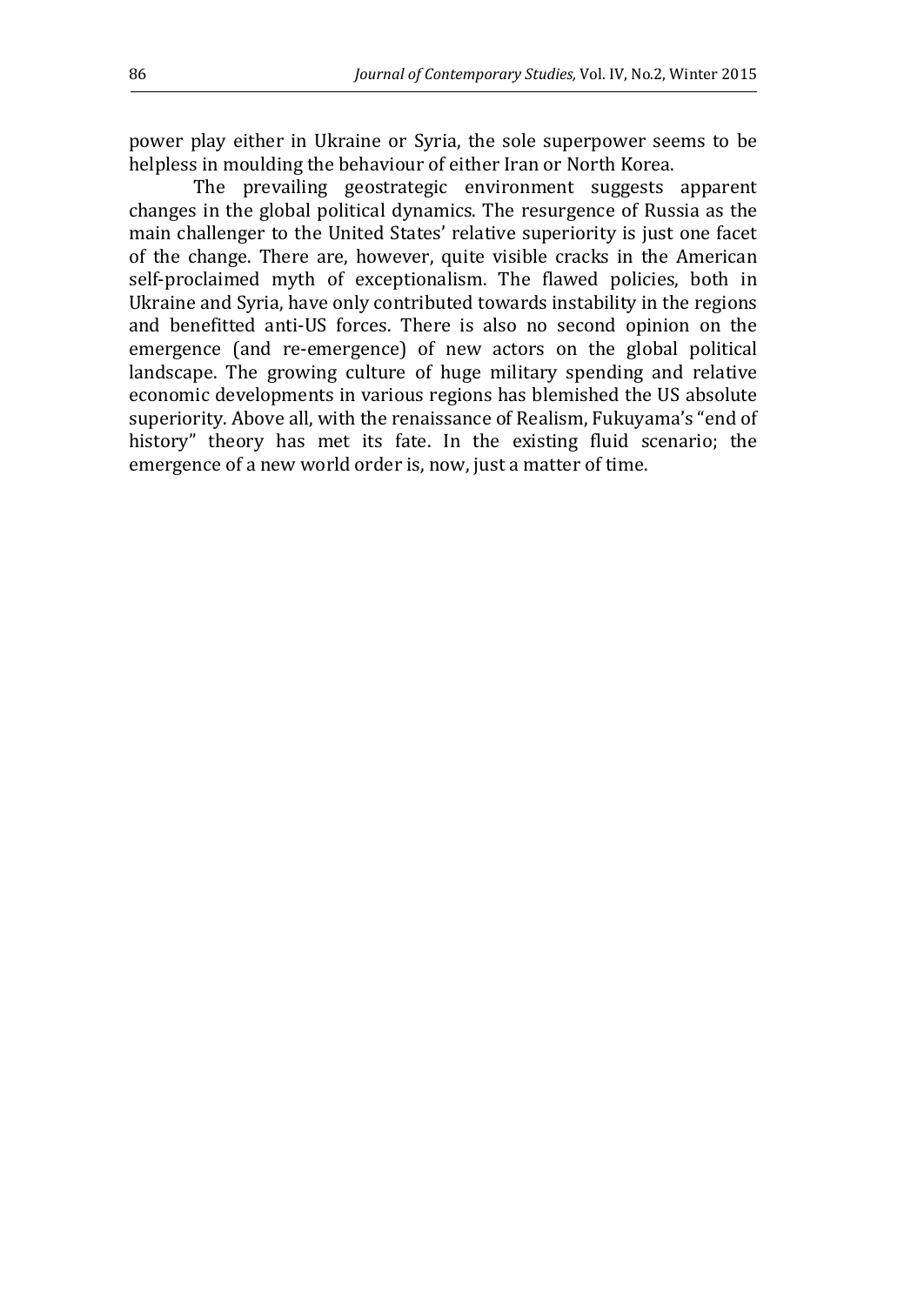power play either in Ukraine or Syria, the sole superpower seems to be helpless in moulding the behaviour of either Iran or North Korea.

The prevailing geostrategic environment suggests apparent changes in the global political dynamics. The resurgence of Russia as the main challenger to the United States' relative superiority is just one facet of the change. There are, however, quite visible cracks in the American self-proclaimed myth of exceptionalism. The flawed policies, both in Ukraine and Syria, have only contributed towards instability in the regions and benefitted anti-US forces. There is also no second opinion on the emergence (and re-emergence) of new actors on the global political landscape. The growing culture of huge military spending and relative economic developments in various regions has blemished the US absolute superiority. Above all, with the renaissance of Realism, Fukuyama's "end of history" theory has met its fate. In the existing fluid scenario; the emergence of a new world order is, now, just a matter of time.